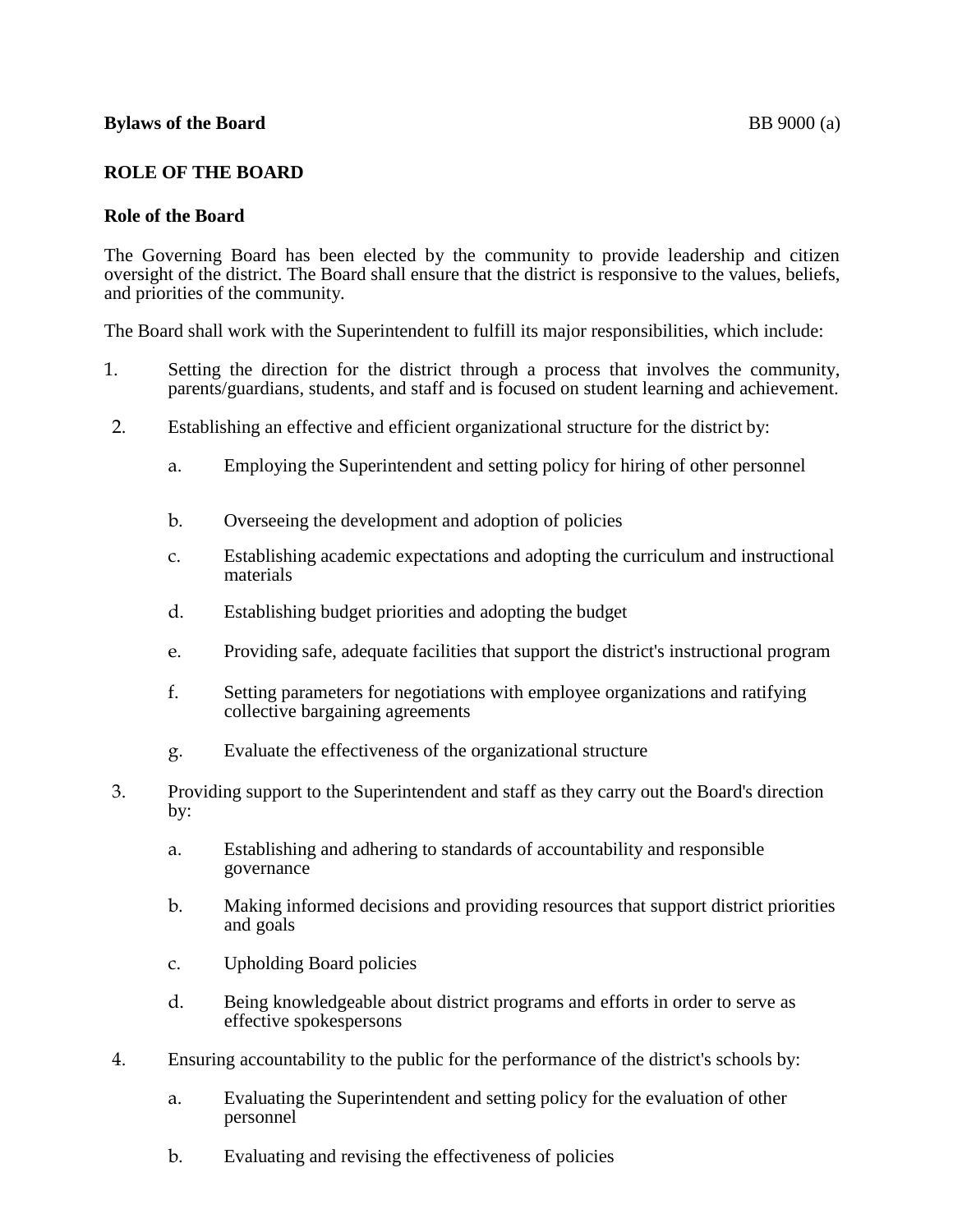**Bylaws of the Board** BB 9000 (a)

## ROLE OF THE BOARD

### Role of the Board

The Governing Board has been elected by the community to provide leadership and citizen oversight of the district. The Board shall ensure that the district is responsive to the values, beliefs, and priorities of the community.

The Board shall work with the Superintendent to fulfill its major responsibilities, which include:

1. Setting the direction for the district through a process that involves the community, parents/guardians, students, and staff and is focused on student learning and achievement.

2. Establishing an effective and efficient organizational structure for the district by:

   a. Employing the Superintendent and setting policy for hiring of other personnel

   b. Overseeing the development and adoption of policies

   c. Establishing academic expectations and adopting the curriculum and instructional materials

   d. Establishing budget priorities and adopting the budget

   e. Providing safe, adequate facilities that support the district's instructional program

   f. Setting parameters for negotiations with employee organizations and ratifying collective bargaining agreements

   g. Evaluate the effectiveness of the organizational structure

3. Providing support to the Superintendent and staff as they carry out the Board's direction by:

   a. Establishing and adhering to standards of accountability and responsible governance

   b. Making informed decisions and providing resources that support district priorities and goals

   c. Upholding Board policies

   d. Being knowledgeable about district programs and efforts in order to serve as effective spokespersons

4. Ensuring accountability to the public for the performance of the district's schools by:

   a. Evaluating the Superintendent and setting policy for the evaluation of other personnel

   b. Evaluating and revising the effectiveness of policies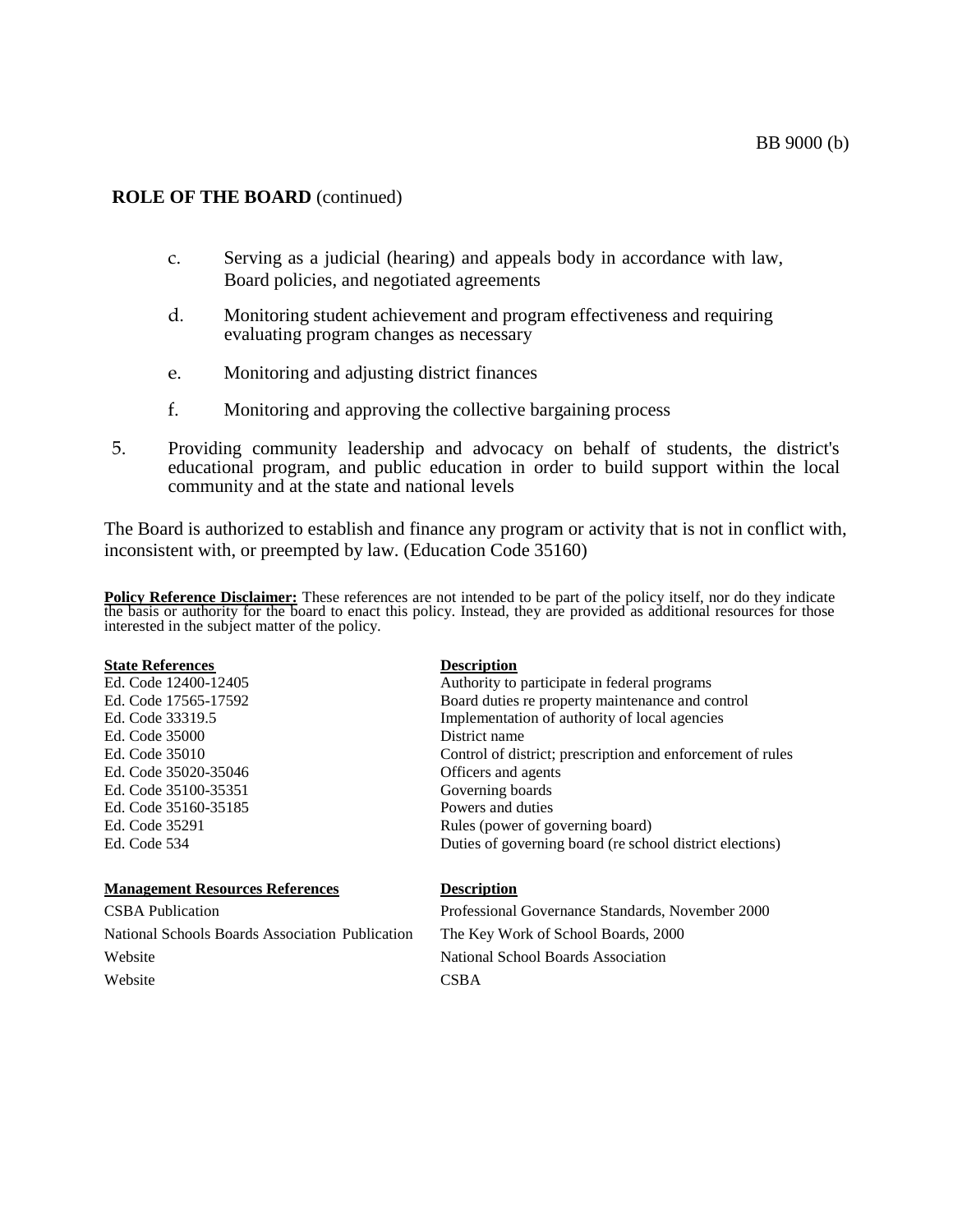**ROLE OF THE BOARD** (continued)

   c. Serving as a judicial (hearing) and appeals body in accordance with law, Board policies, and negotiated agreements

   d. Monitoring student achievement and program effectiveness and requiring evaluating program changes as necessary

   e. Monitoring and adjusting district finances

   f. Monitoring and approving the collective bargaining process

5. Providing community leadership and advocacy on behalf of students, the district's educational program, and public education in order to build support within the local community and at the state and national levels

The Board is authorized to establish and finance any program or activity that is not in conflict with, inconsistent with, or preempted by law. (Education Code 35160)

**Policy Reference Disclaimer:** These references are not intended to be part of the policy itself, nor do they indicate the basis or authority for the board to enact this policy. Instead, they are provided as additional resources for those interested in the subject matter of the policy.

| State References | Description |
| --- | --- |
| Ed. Code 12400-12405 | Authority to participate in federal programs |
| Ed. Code 17565-17592 | Board duties re property maintenance and control |
| Ed. Code 33319.5 | Implementation of authority of local agencies |
| Ed. Code 35000 | District name |
| Ed. Code 35010 | Control of district; prescription and enforcement of rules |
| Ed. Code 35020-35046 | Officers and agents |
| Ed. Code 35100-35351 | Governing boards |
| Ed. Code 35160-35185 | Powers and duties |
| Ed. Code 35291 | Rules (power of governing board) |
| Ed. Code 534 | Duties of governing board (re school district elections) |

| Management Resources References | Description |
| --- | --- |
| CSBA Publication | Professional Governance Standards, November 2000 |
| National Schools Boards Association Publication | The Key Work of School Boards, 2000 |
| Website | National School Boards Association |
| Website | CSBA |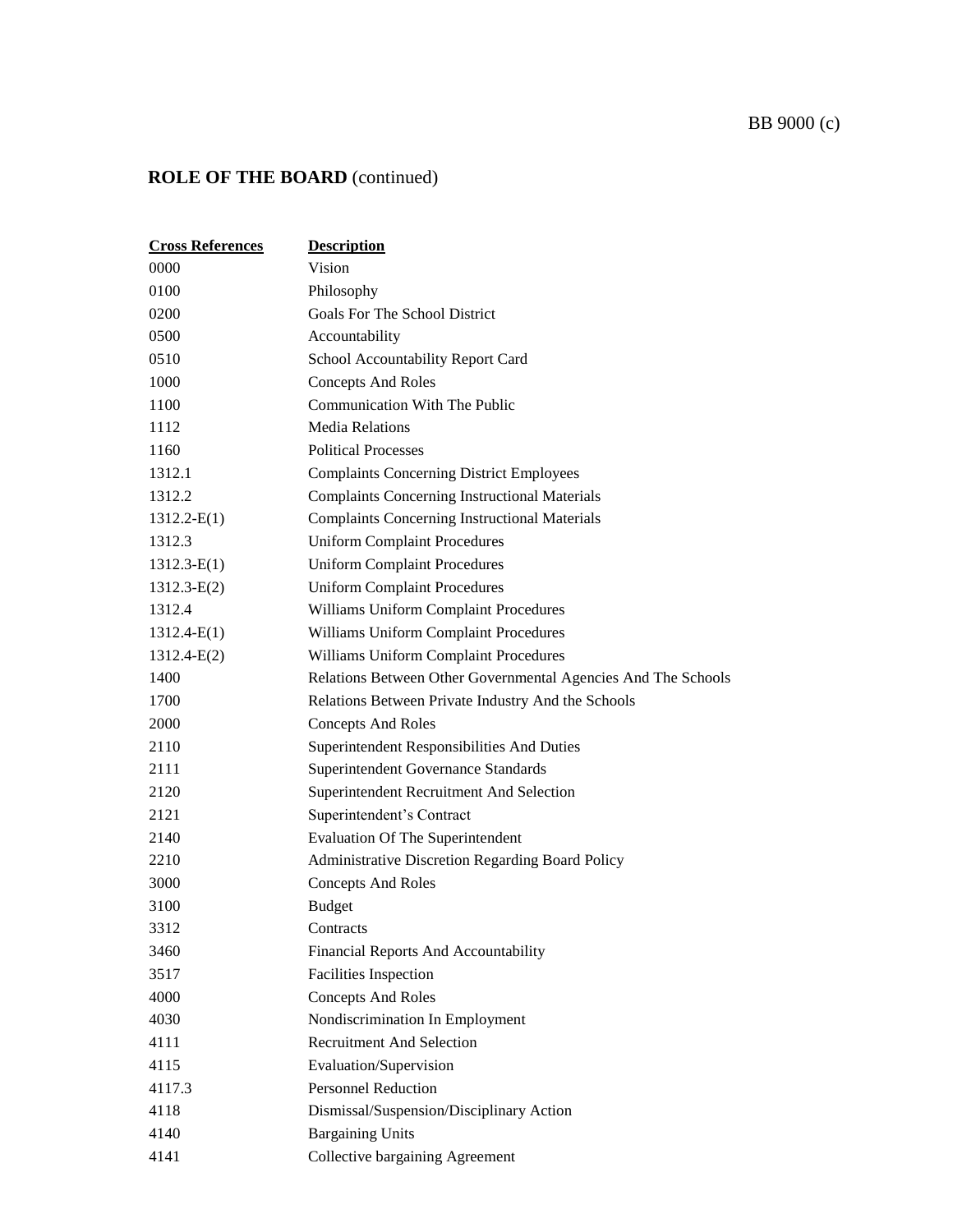## ROLE OF THE BOARD (continued)

| Cross References | Description |
|---|---|
| 0000 | Vision |
| 0100 | Philosophy |
| 0200 | Goals For The School District |
| 0500 | Accountability |
| 0510 | School Accountability Report Card |
| 1000 | Concepts And Roles |
| 1100 | Communication With The Public |
| 1112 | Media Relations |
| 1160 | Political Processes |
| 1312.1 | Complaints Concerning District Employees |
| 1312.2 | Complaints Concerning Instructional Materials |
| 1312.2-E(1) | Complaints Concerning Instructional Materials |
| 1312.3 | Uniform Complaint Procedures |
| 1312.3-E(1) | Uniform Complaint Procedures |
| 1312.3-E(2) | Uniform Complaint Procedures |
| 1312.4 | Williams Uniform Complaint Procedures |
| 1312.4-E(1) | Williams Uniform Complaint Procedures |
| 1312.4-E(2) | Williams Uniform Complaint Procedures |
| 1400 | Relations Between Other Governmental Agencies And The Schools |
| 1700 | Relations Between Private Industry And the Schools |
| 2000 | Concepts And Roles |
| 2110 | Superintendent Responsibilities And Duties |
| 2111 | Superintendent Governance Standards |
| 2120 | Superintendent Recruitment And Selection |
| 2121 | Superintendent's Contract |
| 2140 | Evaluation Of The Superintendent |
| 2210 | Administrative Discretion Regarding Board Policy |
| 3000 | Concepts And Roles |
| 3100 | Budget |
| 3312 | Contracts |
| 3460 | Financial Reports And Accountability |
| 3517 | Facilities Inspection |
| 4000 | Concepts And Roles |
| 4030 | Nondiscrimination In Employment |
| 4111 | Recruitment And Selection |
| 4115 | Evaluation/Supervision |
| 4117.3 | Personnel Reduction |
| 4118 | Dismissal/Suspension/Disciplinary Action |
| 4140 | Bargaining Units |
| 4141 | Collective bargaining Agreement |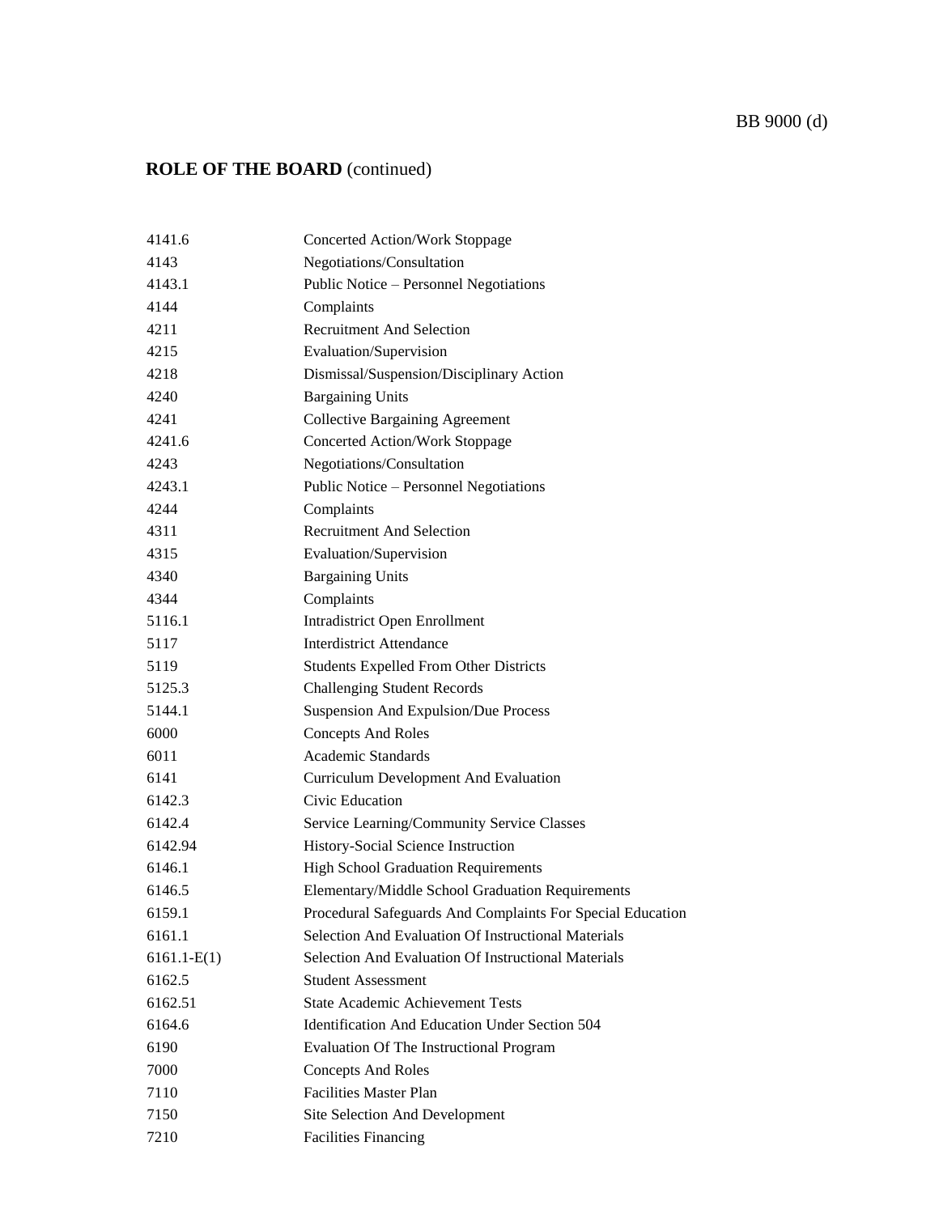**ROLE OF THE BOARD** (continued)

| | |
|---|---|
| 4141.6 | Concerted Action/Work Stoppage |
| 4143 | Negotiations/Consultation |
| 4143.1 | Public Notice – Personnel Negotiations |
| 4144 | Complaints |
| 4211 | Recruitment And Selection |
| 4215 | Evaluation/Supervision |
| 4218 | Dismissal/Suspension/Disciplinary Action |
| 4240 | Bargaining Units |
| 4241 | Collective Bargaining Agreement |
| 4241.6 | Concerted Action/Work Stoppage |
| 4243 | Negotiations/Consultation |
| 4243.1 | Public Notice – Personnel Negotiations |
| 4244 | Complaints |
| 4311 | Recruitment And Selection |
| 4315 | Evaluation/Supervision |
| 4340 | Bargaining Units |
| 4344 | Complaints |
| 5116.1 | Intradistrict Open Enrollment |
| 5117 | Interdistrict Attendance |
| 5119 | Students Expelled From Other Districts |
| 5125.3 | Challenging Student Records |
| 5144.1 | Suspension And Expulsion/Due Process |
| 6000 | Concepts And Roles |
| 6011 | Academic Standards |
| 6141 | Curriculum Development And Evaluation |
| 6142.3 | Civic Education |
| 6142.4 | Service Learning/Community Service Classes |
| 6142.94 | History-Social Science Instruction |
| 6146.1 | High School Graduation Requirements |
| 6146.5 | Elementary/Middle School Graduation Requirements |
| 6159.1 | Procedural Safeguards And Complaints For Special Education |
| 6161.1 | Selection And Evaluation Of Instructional Materials |
| 6161.1-E(1) | Selection And Evaluation Of Instructional Materials |
| 6162.5 | Student Assessment |
| 6162.51 | State Academic Achievement Tests |
| 6164.6 | Identification And Education Under Section 504 |
| 6190 | Evaluation Of The Instructional Program |
| 7000 | Concepts And Roles |
| 7110 | Facilities Master Plan |
| 7150 | Site Selection And Development |
| 7210 | Facilities Financing |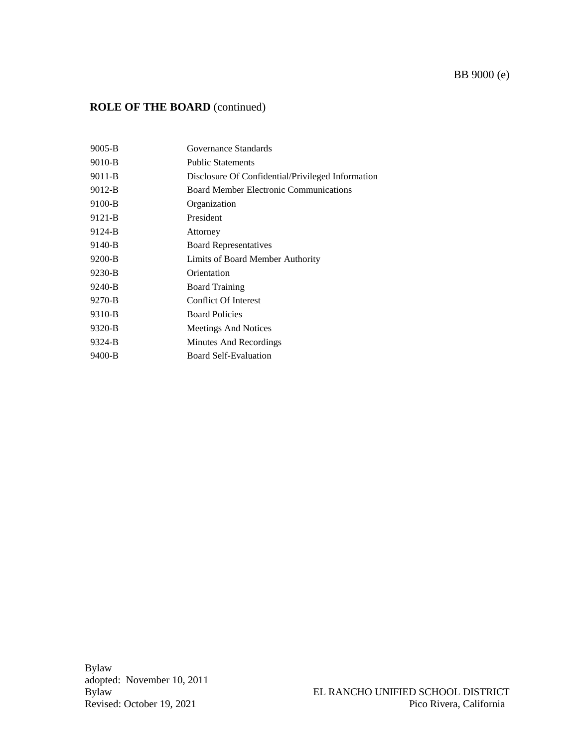**ROLE OF THE BOARD** (continued)

| | |
|---|---|
| 9005-B | Governance Standards |
| 9010-B | Public Statements |
| 9011-B | Disclosure Of Confidential/Privileged Information |
| 9012-B | Board Member Electronic Communications |
| 9100-B | Organization |
| 9121-B | President |
| 9124-B | Attorney |
| 9140-B | Board Representatives |
| 9200-B | Limits of Board Member Authority |
| 9230-B | Orientation |
| 9240-B | Board Training |
| 9270-B | Conflict Of Interest |
| 9310-B | Board Policies |
| 9320-B | Meetings And Notices |
| 9324-B | Minutes And Recordings |
| 9400-B | Board Self-Evaluation |

Bylaw
adopted: November 10, 2011
Bylaw
Revised: October 19, 2021

EL RANCHO UNIFIED SCHOOL DISTRICT
Pico Rivera, California